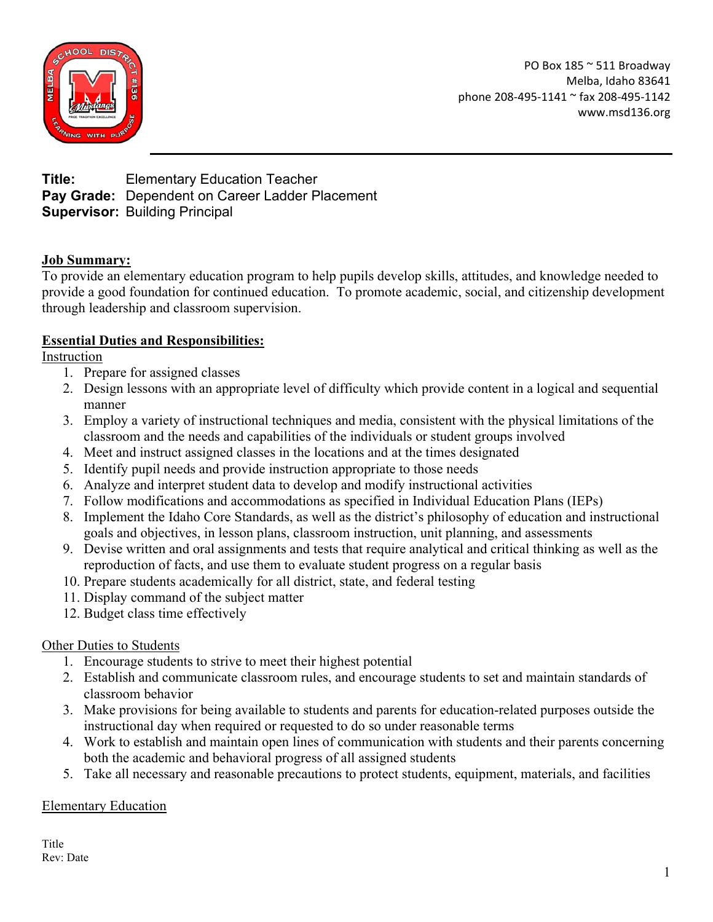PO Box 185 ~ 511 Broadway
Melba, Idaho 83641
phone 208-495-1141 ~ fax 208-495-1142
www.msd136.org

**Title:** Elementary Education Teacher
**Pay Grade:** Dependent on Career Ladder Placement
**Supervisor:** Building Principal

**Job Summary:**
To provide an elementary education program to help pupils develop skills, attitudes, and knowledge needed to provide a good foundation for continued education. To promote academic, social, and citizenship development through leadership and classroom supervision.

**Essential Duties and Responsibilities:**

Instruction

1. Prepare for assigned classes
2. Design lessons with an appropriate level of difficulty which provide content in a logical and sequential manner
3. Employ a variety of instructional techniques and media, consistent with the physical limitations of the classroom and the needs and capabilities of the individuals or student groups involved
4. Meet and instruct assigned classes in the locations and at the times designated
5. Identify pupil needs and provide instruction appropriate to those needs
6. Analyze and interpret student data to develop and modify instructional activities
7. Follow modifications and accommodations as specified in Individual Education Plans (IEPs)
8. Implement the Idaho Core Standards, as well as the district's philosophy of education and instructional goals and objectives, in lesson plans, classroom instruction, unit planning, and assessments
9. Devise written and oral assignments and tests that require analytical and critical thinking as well as the reproduction of facts, and use them to evaluate student progress on a regular basis
10. Prepare students academically for all district, state, and federal testing
11. Display command of the subject matter
12. Budget class time effectively

Other Duties to Students

1. Encourage students to strive to meet their highest potential
2. Establish and communicate classroom rules, and encourage students to set and maintain standards of classroom behavior
3. Make provisions for being available to students and parents for education-related purposes outside the instructional day when required or requested to do so under reasonable terms
4. Work to establish and maintain open lines of communication with students and their parents concerning both the academic and behavioral progress of all assigned students
5. Take all necessary and reasonable precautions to protect students, equipment, materials, and facilities

Elementary Education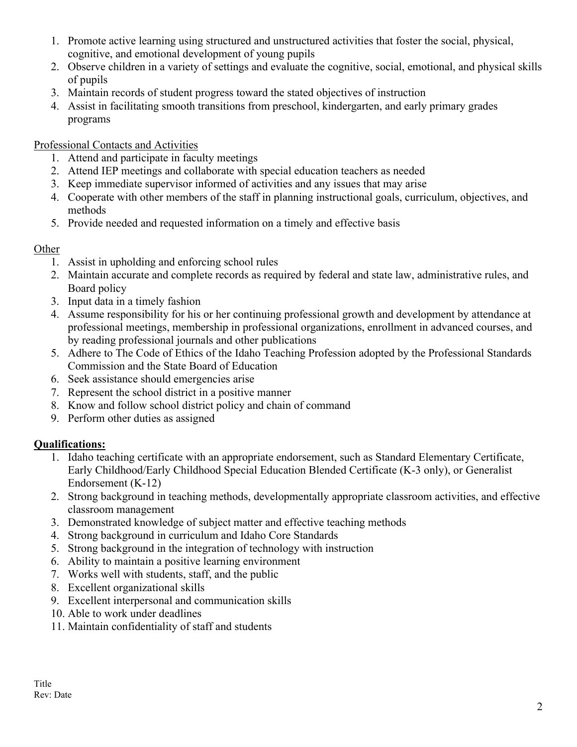1. Promote active learning using structured and unstructured activities that foster the social, physical, cognitive, and emotional development of young pupils
2. Observe children in a variety of settings and evaluate the cognitive, social, emotional, and physical skills of pupils
3. Maintain records of student progress toward the stated objectives of instruction
4. Assist in facilitating smooth transitions from preschool, kindergarten, and early primary grades programs

Professional Contacts and Activities

1. Attend and participate in faculty meetings
2. Attend IEP meetings and collaborate with special education teachers as needed
3. Keep immediate supervisor informed of activities and any issues that may arise
4. Cooperate with other members of the staff in planning instructional goals, curriculum, objectives, and methods
5. Provide needed and requested information on a timely and effective basis

Other

1. Assist in upholding and enforcing school rules
2. Maintain accurate and complete records as required by federal and state law, administrative rules, and Board policy
3. Input data in a timely fashion
4. Assume responsibility for his or her continuing professional growth and development by attendance at professional meetings, membership in professional organizations, enrollment in advanced courses, and by reading professional journals and other publications
5. Adhere to The Code of Ethics of the Idaho Teaching Profession adopted by the Professional Standards Commission and the State Board of Education
6. Seek assistance should emergencies arise
7. Represent the school district in a positive manner
8. Know and follow school district policy and chain of command
9. Perform other duties as assigned

**Qualifications:**

1. Idaho teaching certificate with an appropriate endorsement, such as Standard Elementary Certificate, Early Childhood/Early Childhood Special Education Blended Certificate (K-3 only), or Generalist Endorsement (K-12)
2. Strong background in teaching methods, developmentally appropriate classroom activities, and effective classroom management
3. Demonstrated knowledge of subject matter and effective teaching methods
4. Strong background in curriculum and Idaho Core Standards
5. Strong background in the integration of technology with instruction
6. Ability to maintain a positive learning environment
7. Works well with students, staff, and the public
8. Excellent organizational skills
9. Excellent interpersonal and communication skills
10. Able to work under deadlines
11. Maintain confidentiality of staff and students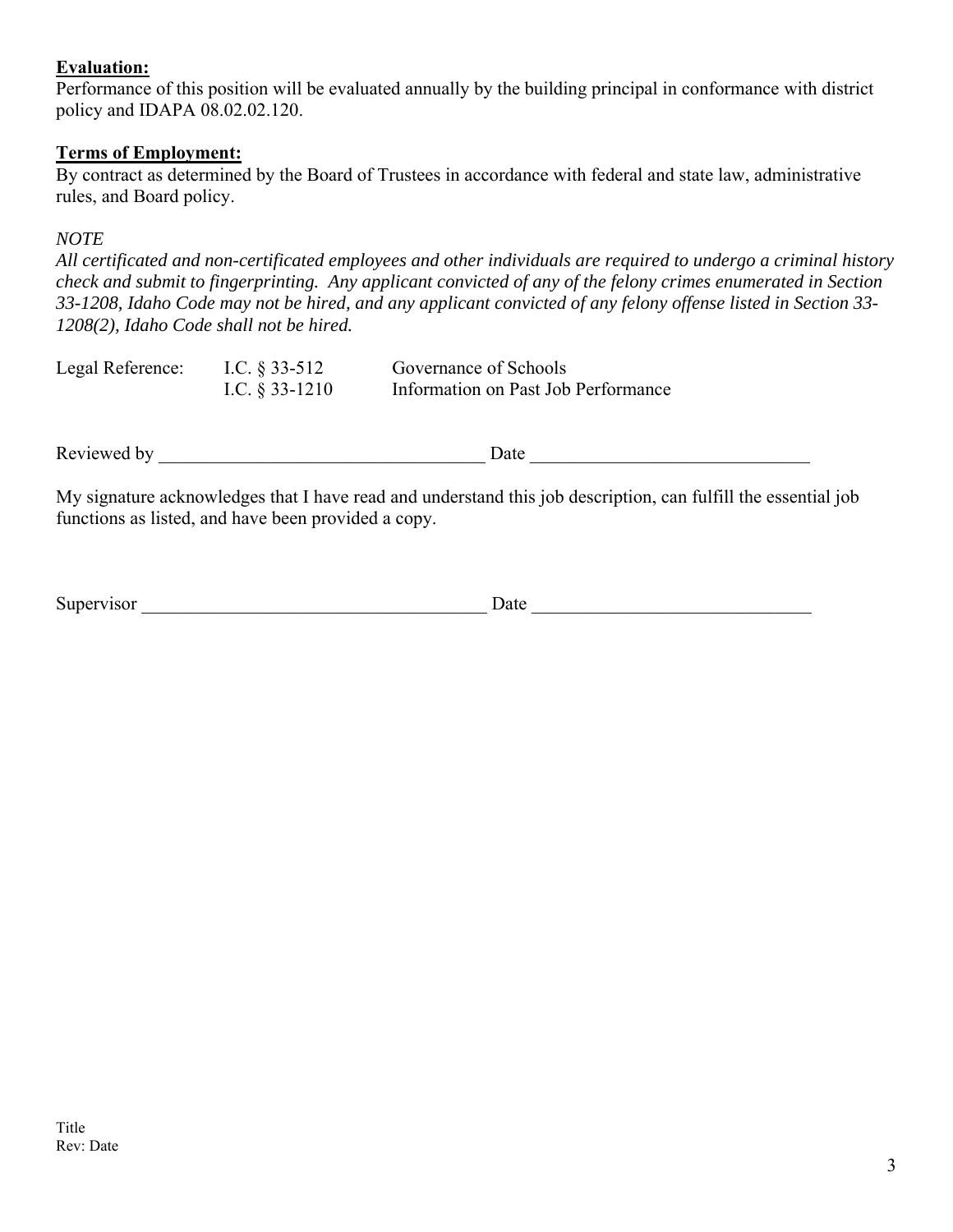**Evaluation:**
Performance of this position will be evaluated annually by the building principal in conformance with district policy and IDAPA 08.02.02.120.

**Terms of Employment:**
By contract as determined by the Board of Trustees in accordance with federal and state law, administrative rules, and Board policy.

*NOTE*
*All certificated and non-certificated employees and other individuals are required to undergo a criminal history check and submit to fingerprinting. Any applicant convicted of any of the felony crimes enumerated in Section 33-1208, Idaho Code may not be hired, and any applicant convicted of any felony offense listed in Section 33-1208(2), Idaho Code shall not be hired.*

| | | |
|---|---|---|
| Legal Reference: | I.C. § 33-512 | Governance of Schools |
| | I.C. § 33-1210 | Information on Past Job Performance |

Reviewed by ___________________________________ Date ______________________________

My signature acknowledges that I have read and understand this job description, can fulfill the essential job functions as listed, and have been provided a copy.

Supervisor _____________________________________ Date ______________________________

Title
Rev: Date